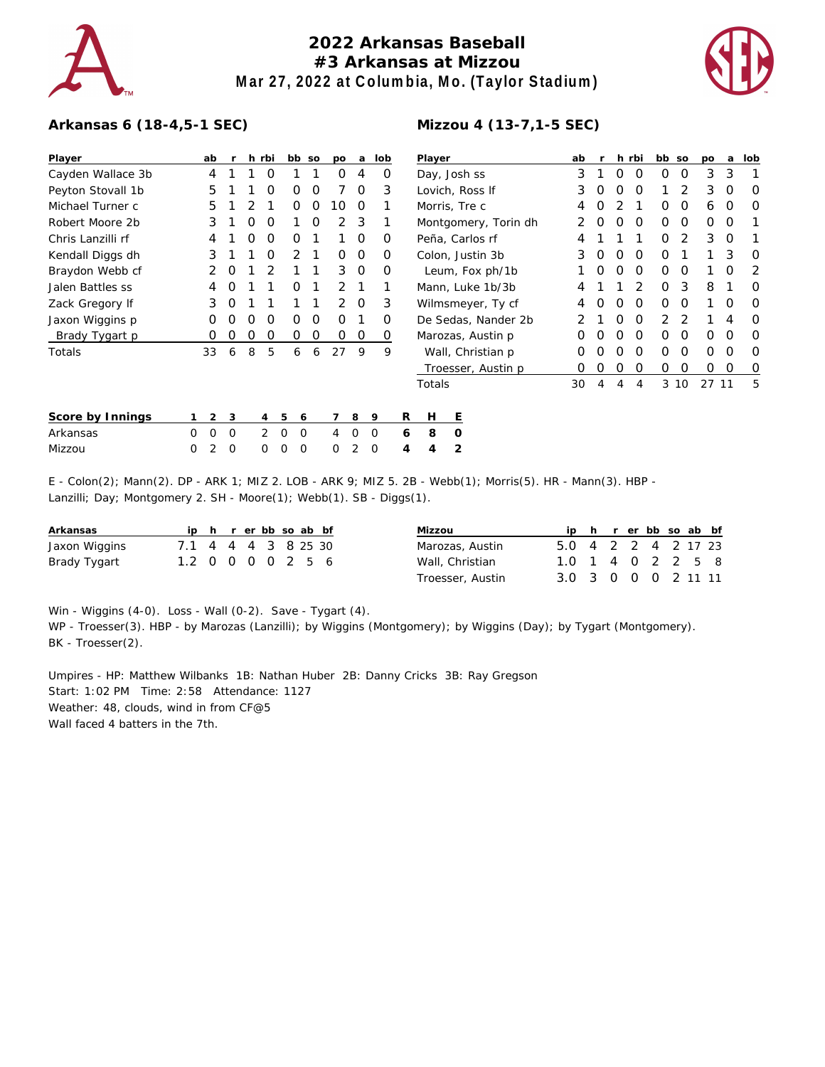# 2022 Arkansas Baseball
## #3 Arkansas at Mizzou
### Mar 27, 2022 at Columbia, Mo. (Taylor Stadium)

**Arkansas 6 (18-4,5-1 SEC)**

| Player | ab | r | h | rbi | bb | so | po | a | lob |
|---|---|---|---|---|---|---|---|---|---|
| Cayden Wallace 3b | 4 | 1 | 1 | 0 | 1 | 1 | 0 | 4 | 0 |
| Peyton Stovall 1b | 5 | 1 | 1 | 0 | 0 | 0 | 7 | 0 | 3 |
| Michael Turner c | 5 | 1 | 2 | 1 | 0 | 0 | 10 | 0 | 1 |
| Robert Moore 2b | 3 | 1 | 0 | 0 | 1 | 0 | 2 | 3 | 1 |
| Chris Lanzilli rf | 4 | 1 | 0 | 0 | 0 | 1 | 1 | 0 | 0 |
| Kendall Diggs dh | 3 | 1 | 1 | 0 | 2 | 1 | 0 | 0 | 0 |
| Braydon Webb cf | 2 | 0 | 1 | 2 | 1 | 1 | 3 | 0 | 0 |
| Jalen Battles ss | 4 | 0 | 1 | 1 | 0 | 1 | 2 | 1 | 1 |
| Zack Gregory lf | 3 | 0 | 1 | 1 | 1 | 1 | 2 | 0 | 3 |
| Jaxon Wiggins p | 0 | 0 | 0 | 0 | 0 | 0 | 0 | 1 | 0 |
| Brady Tygart p | 0 | 0 | 0 | 0 | 0 | 0 | 0 | 0 | 0 |
| Totals | 33 | 6 | 8 | 5 | 6 | 6 | 27 | 9 | 9 |

**Mizzou 4 (13-7,1-5 SEC)**

| Player | ab | r | h | rbi | bb | so | po | a | lob |
|---|---|---|---|---|---|---|---|---|---|
| Day, Josh ss | 3 | 1 | 0 | 0 | 0 | 0 | 3 | 3 | 1 |
| Lovich, Ross lf | 3 | 0 | 0 | 0 | 1 | 2 | 3 | 0 | 0 |
| Morris, Tre c | 4 | 0 | 2 | 1 | 0 | 0 | 6 | 0 | 0 |
| Montgomery, Torin dh | 2 | 0 | 0 | 0 | 0 | 0 | 0 | 0 | 1 |
| Peña, Carlos rf | 4 | 1 | 1 | 1 | 0 | 2 | 3 | 0 | 1 |
| Colon, Justin 3b | 3 | 0 | 0 | 0 | 0 | 1 | 1 | 3 | 0 |
| Leum, Fox ph/1b | 1 | 0 | 0 | 0 | 0 | 0 | 1 | 0 | 2 |
| Mann, Luke 1b/3b | 4 | 1 | 1 | 2 | 0 | 3 | 8 | 1 | 0 |
| Wilmsmeyer, Ty cf | 4 | 0 | 0 | 0 | 0 | 0 | 1 | 0 | 0 |
| De Sedas, Nander 2b | 2 | 1 | 0 | 0 | 2 | 2 | 1 | 4 | 0 |
| Marozas, Austin p | 0 | 0 | 0 | 0 | 0 | 0 | 0 | 0 | 0 |
| Wall, Christian p | 0 | 0 | 0 | 0 | 0 | 0 | 0 | 0 | 0 |
| Troesser, Austin p | 0 | 0 | 0 | 0 | 0 | 0 | 0 | 0 | 0 |
| Totals | 30 | 4 | 4 | 4 | 3 | 10 | 27 | 11 | 5 |

| Score by Innings | 1 | 2 | 3 | 4 | 5 | 6 | 7 | 8 | 9 | R | H | E |
|---|---|---|---|---|---|---|---|---|---|---|---|---|
| Arkansas | 0 | 0 | 0 | 2 | 0 | 0 | 4 | 0 | 0 | 6 | 8 | 0 |
| Mizzou | 0 | 2 | 0 | 0 | 0 | 0 | 0 | 2 | 0 | 4 | 4 | 2 |

E - Colon(2); Mann(2). DP - ARK 1; MIZ 2. LOB - ARK 9; MIZ 5. 2B - Webb(1); Morris(5). HR - Mann(3). HBP - Lanzilli; Day; Montgomery 2. SH - Moore(1); Webb(1). SB - Diggs(1).

| Arkansas | ip | h | r | er | bb | so | ab | bf |
|---|---|---|---|---|---|---|---|---|
| Jaxon Wiggins | 7.1 | 4 | 4 | 4 | 3 | 8 | 25 | 30 |
| Brady Tygart | 1.2 | 0 | 0 | 0 | 0 | 2 | 5 | 6 |

| Mizzou | ip | h | r | er | bb | so | ab | bf |
|---|---|---|---|---|---|---|---|---|
| Marozas, Austin | 5.0 | 4 | 2 | 2 | 4 | 2 | 17 | 23 |
| Wall, Christian | 1.0 | 1 | 4 | 0 | 2 | 2 | 5 | 8 |
| Troesser, Austin | 3.0 | 3 | 0 | 0 | 0 | 2 | 11 | 11 |

Win - Wiggins (4-0). Loss - Wall (0-2). Save - Tygart (4).
WP - Troesser(3). HBP - by Marozas (Lanzilli); by Wiggins (Montgomery); by Wiggins (Day); by Tygart (Montgomery).
BK - Troesser(2).

Umpires - HP: Matthew Wilbanks 1B: Nathan Huber 2B: Danny Cricks 3B: Ray Gregson
Start: 1:02 PM Time: 2:58 Attendance: 1127
Weather: 48, clouds, wind in from CF@5
Wall faced 4 batters in the 7th.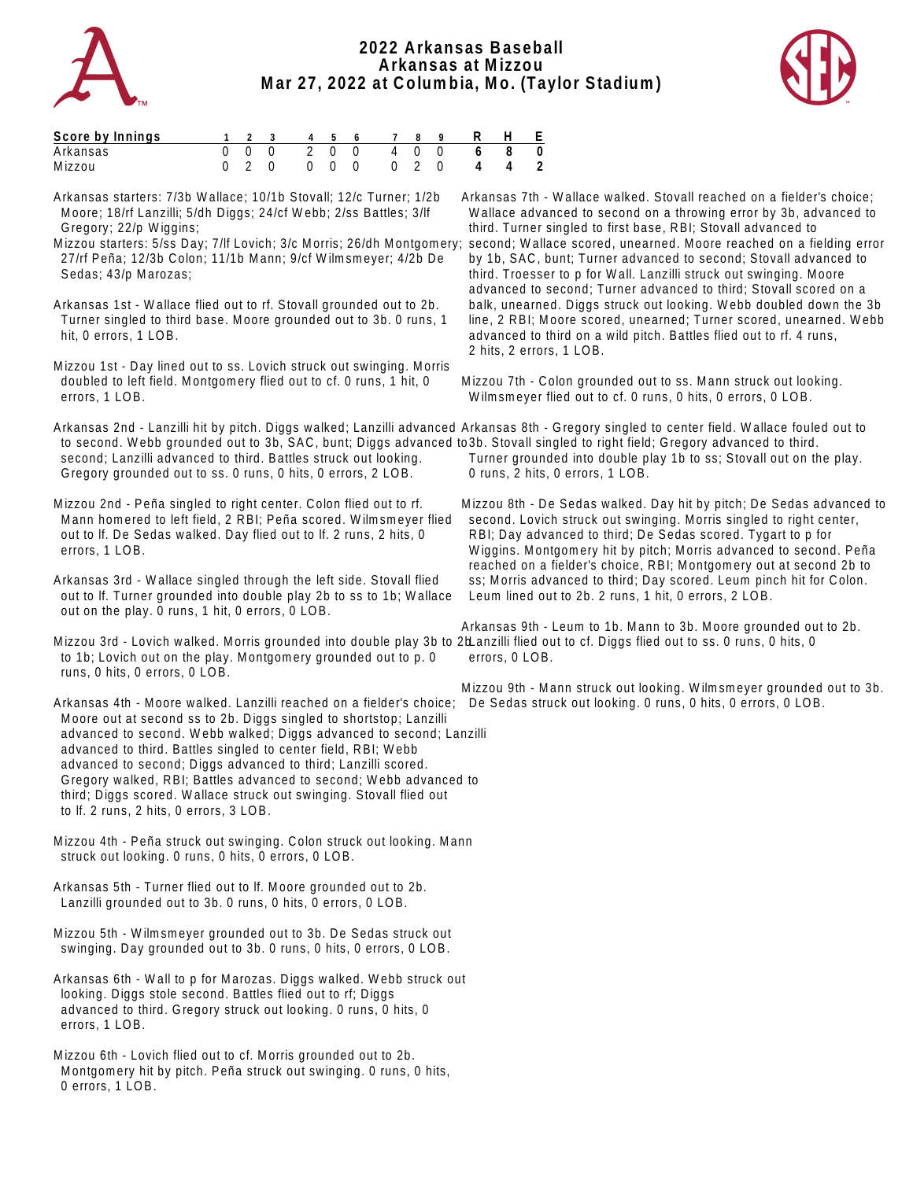# 2022 Arkansas Baseball
## Arkansas at Mizzou
### Mar 27, 2022 at Columbia, Mo. (Taylor Stadium)

| Score by Innings | 1 | 2 | 3 | 4 | 5 | 6 | 7 | 8 | 9 | R | H | E |
|---|---|---|---|---|---|---|---|---|---|---|---|---|
| Arkansas | 0 | 0 | 0 | 2 | 0 | 0 | 4 | 0 | 0 | 6 | 8 | 0 |
| Mizzou | 0 | 2 | 0 | 0 | 0 | 0 | 0 | 2 | 0 | 4 | 4 | 2 |

Arkansas starters: 7/3b Wallace; 10/1b Stovall; 12/c Turner; 1/2b Moore; 18/rf Lanzilli; 5/dh Diggs; 24/cf Webb; 2/ss Battles; 3/lf Gregory; 22/p Wiggins;

Mizzou starters: 5/ss Day; 7/lf Lovich; 3/c Morris; 26/dh Montgomery; 27/rf Peña; 12/3b Colon; 11/1b Mann; 9/cf Wilmsmeyer; 4/2b De Sedas; 43/p Marozas;

Arkansas 1st - Wallace flied out to rf. Stovall grounded out to 2b. Turner singled to third base. Moore grounded out to 3b. 0 runs, 1 hit, 0 errors, 1 LOB.

Mizzou 1st - Day lined out to ss. Lovich struck out swinging. Morris doubled to left field. Montgomery flied out to cf. 0 runs, 1 hit, 0 errors, 1 LOB.

Arkansas 2nd - Lanzilli hit by pitch. Diggs walked; Lanzilli advanced to second. Webb grounded out to 3b, SAC, bunt; Diggs advanced to second; Lanzilli advanced to third. Battles struck out looking. Gregory grounded out to ss. 0 runs, 0 hits, 0 errors, 2 LOB.

Mizzou 2nd - Peña singled to right center. Colon flied out to rf. Mann homered to left field, 2 RBI; Peña scored. Wilmsmeyer flied out to lf. De Sedas walked. Day flied out to lf. 2 runs, 2 hits, 0 errors, 1 LOB.

Arkansas 3rd - Wallace singled through the left side. Stovall flied out to lf. Turner grounded into double play 2b to ss to 1b; Wallace out on the play. 0 runs, 1 hit, 0 errors, 0 LOB.

Mizzou 3rd - Lovich walked. Morris grounded into double play 3b to 2b to 1b; Lovich out on the play. Montgomery grounded out to p. 0 runs, 0 hits, 0 errors, 0 LOB.

Arkansas 4th - Moore walked. Lanzilli reached on a fielder's choice; Moore out at second ss to 2b. Diggs singled to shortstop; Lanzilli advanced to second. Webb walked; Diggs advanced to second; Lanzilli advanced to third. Battles singled to center field, RBI; Webb advanced to second; Diggs advanced to third; Lanzilli scored. Gregory walked, RBI; Battles advanced to second; Webb advanced to third; Diggs scored. Wallace struck out swinging. Stovall flied out to lf. 2 runs, 2 hits, 0 errors, 3 LOB.

Mizzou 4th - Peña struck out swinging. Colon struck out looking. Mann struck out looking. 0 runs, 0 hits, 0 errors, 0 LOB.

Arkansas 5th - Turner flied out to lf. Moore grounded out to 2b. Lanzilli grounded out to 3b. 0 runs, 0 hits, 0 errors, 0 LOB.

Mizzou 5th - Wilmsmeyer grounded out to 3b. De Sedas struck out swinging. Day grounded out to 3b. 0 runs, 0 hits, 0 errors, 0 LOB.

Arkansas 6th - Wall to p for Marozas. Diggs walked. Webb struck out looking. Diggs stole second. Battles flied out to rf; Diggs advanced to third. Gregory struck out looking. 0 runs, 0 hits, 0 errors, 1 LOB.

Mizzou 6th - Lovich flied out to cf. Morris grounded out to 2b. Montgomery hit by pitch. Peña struck out swinging. 0 runs, 0 hits, 0 errors, 1 LOB.

Arkansas 7th - Wallace walked. Stovall reached on a fielder's choice; Wallace advanced to second on a throwing error by 3b, advanced to third. Turner singled to first base, RBI; Stovall advanced to second; Wallace scored, unearned. Moore reached on a fielding error by 1b, SAC, bunt; Turner advanced to second; Stovall advanced to third. Troesser to p for Wall. Lanzilli struck out swinging. Moore advanced to second; Turner advanced to third; Stovall scored on a balk, unearned. Diggs struck out looking. Webb doubled down the 3b line, 2 RBI; Moore scored, unearned; Turner scored, unearned. Webb advanced to third on a wild pitch. Battles flied out to rf. 4 runs, 2 hits, 2 errors, 1 LOB.

Mizzou 7th - Colon grounded out to ss. Mann struck out looking. Wilmsmeyer flied out to cf. 0 runs, 0 hits, 0 errors, 0 LOB.

Arkansas 8th - Gregory singled to center field. Wallace fouled out to 3b. Stovall singled to right field; Gregory advanced to third. Turner grounded into double play 1b to ss; Stovall out on the play. 0 runs, 2 hits, 0 errors, 1 LOB.

Mizzou 8th - De Sedas walked. Day hit by pitch; De Sedas advanced to second. Lovich struck out swinging. Morris singled to right center, RBI; Day advanced to third; De Sedas scored. Tygart to p for Wiggins. Montgomery hit by pitch; Morris advanced to second. Peña reached on a fielder's choice, RBI; Montgomery out at second 2b to ss; Morris advanced to third; Day scored. Leum pinch hit for Colon. Leum lined out to 2b. 2 runs, 1 hit, 0 errors, 2 LOB.

Arkansas 9th - Leum to 1b. Mann to 3b. Moore grounded out to 2b. Lanzilli flied out to cf. Diggs flied out to ss. 0 runs, 0 hits, 0 errors, 0 LOB.

Mizzou 9th - Mann struck out looking. Wilmsmeyer grounded out to 3b. De Sedas struck out looking. 0 runs, 0 hits, 0 errors, 0 LOB.